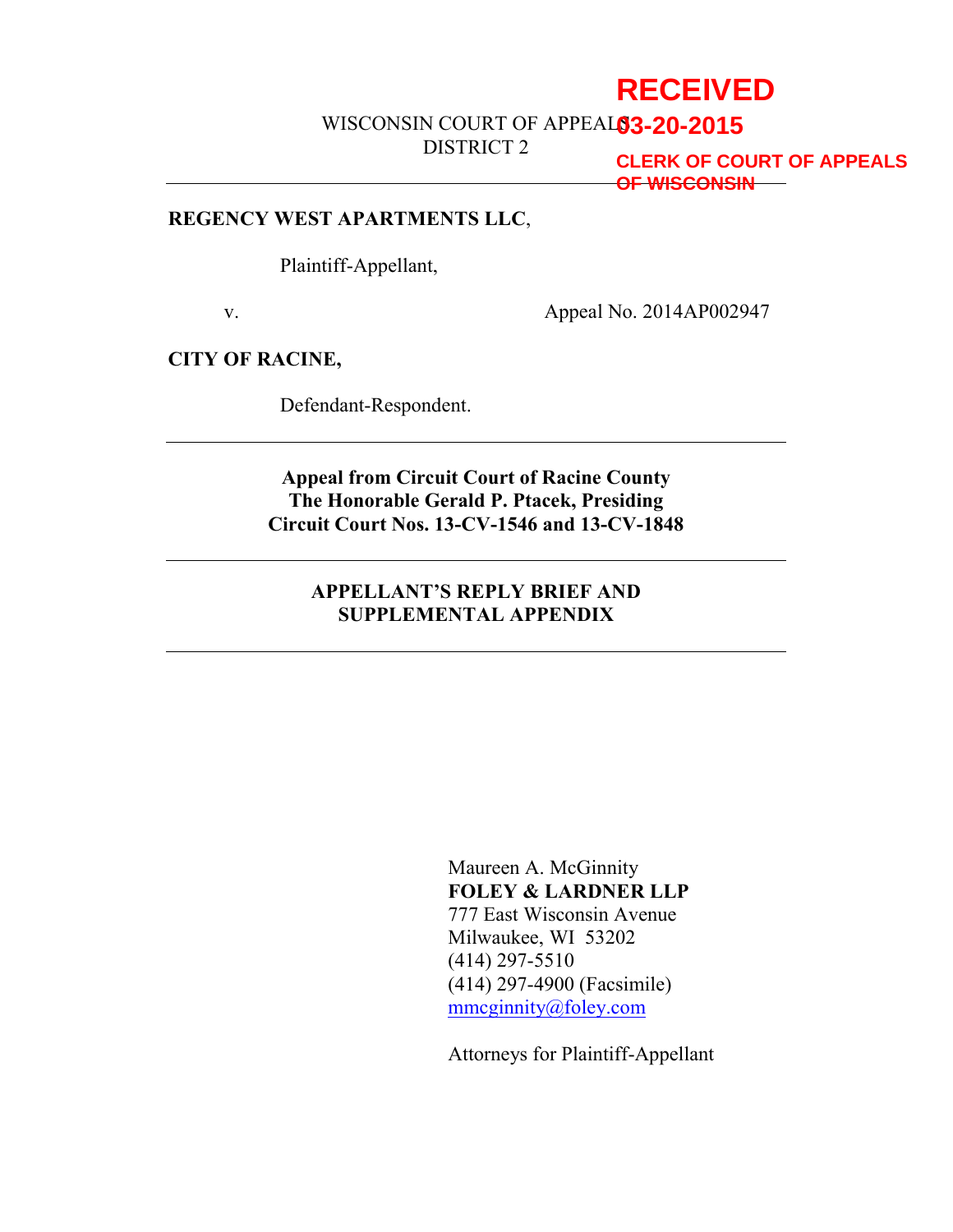RECEIVED

03-20-2015

CLERK OF COURT OF APPEALS OF WISCONSIN

WISCONSIN COURT OF APPEALS
DISTRICT 2

---

**REGENCY WEST APARTMENTS LLC**,

Plaintiff-Appellant,

v. Appeal No. 2014AP002947

**CITY OF RACINE,**

Defendant-Respondent.

---

**Appeal from Circuit Court of Racine County**
**The Honorable Gerald P. Ptacek, Presiding**
**Circuit Court Nos. 13-CV-1546 and 13-CV-1848**

---

**APPELLANT'S REPLY BRIEF AND SUPPLEMENTAL APPENDIX**

---

Maureen A. McGinnity
**FOLEY & LARDNER LLP**
777 East Wisconsin Avenue
Milwaukee, WI 53202
(414) 297-5510
(414) 297-4900 (Facsimile)
mmcginnity@foley.com

Attorneys for Plaintiff-Appellant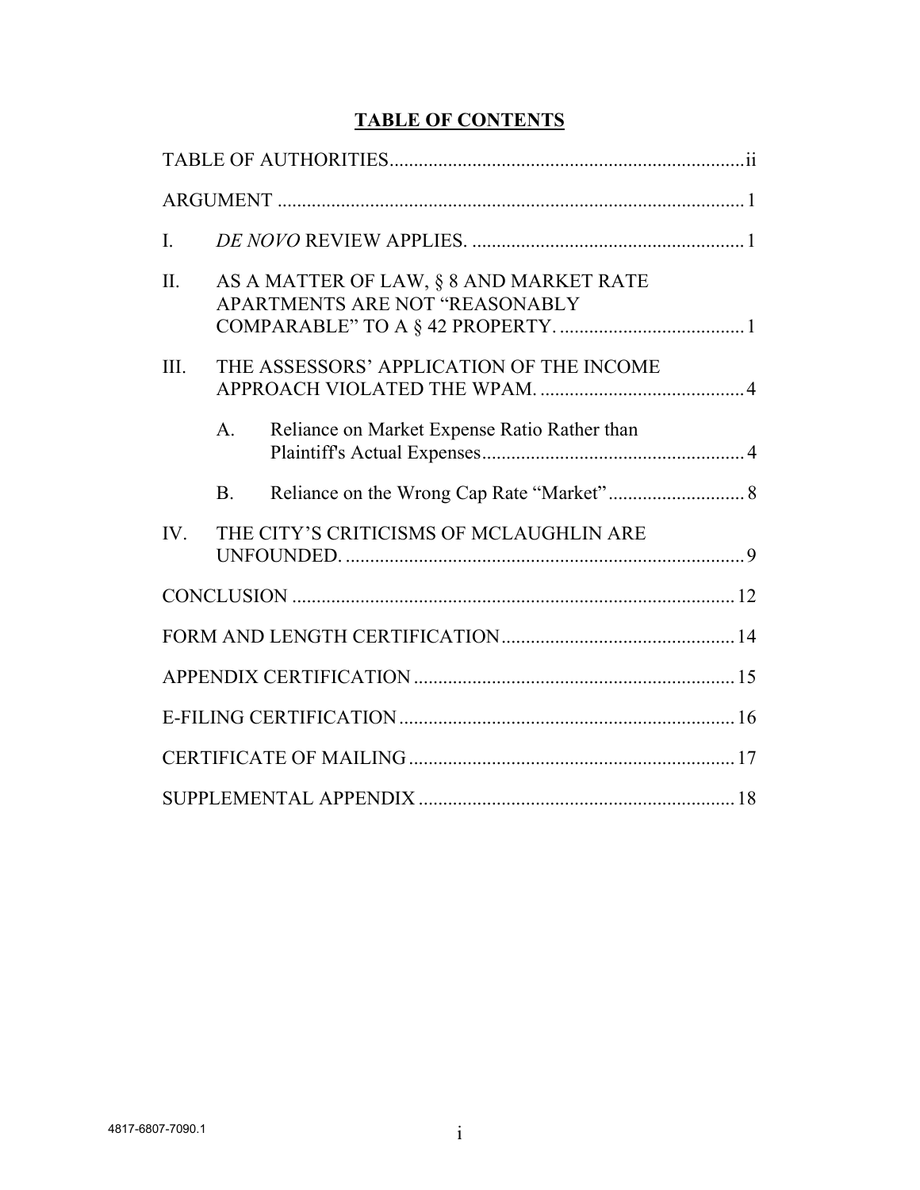# TABLE OF CONTENTS

| | |
|---|---|
| TABLE OF AUTHORITIES | ii |
| ARGUMENT | 1 |
| I. *DE NOVO* REVIEW APPLIES. | 1 |
| II. AS A MATTER OF LAW, § 8 AND MARKET RATE APARTMENTS ARE NOT "REASONABLY COMPARABLE" TO A § 42 PROPERTY. | 1 |
| III. THE ASSESSORS' APPLICATION OF THE INCOME APPROACH VIOLATED THE WPAM. | 4 |
| A. Reliance on Market Expense Ratio Rather than Plaintiff's Actual Expenses | 4 |
| B. Reliance on the Wrong Cap Rate "Market" | 8 |
| IV. THE CITY'S CRITICISMS OF MCLAUGHLIN ARE UNFOUNDED. | 9 |
| CONCLUSION | 12 |
| FORM AND LENGTH CERTIFICATION | 14 |
| APPENDIX CERTIFICATION | 15 |
| E-FILING CERTIFICATION | 16 |
| CERTIFICATE OF MAILING | 17 |
| SUPPLEMENTAL APPENDIX | 18 |

4817-6807-7090.1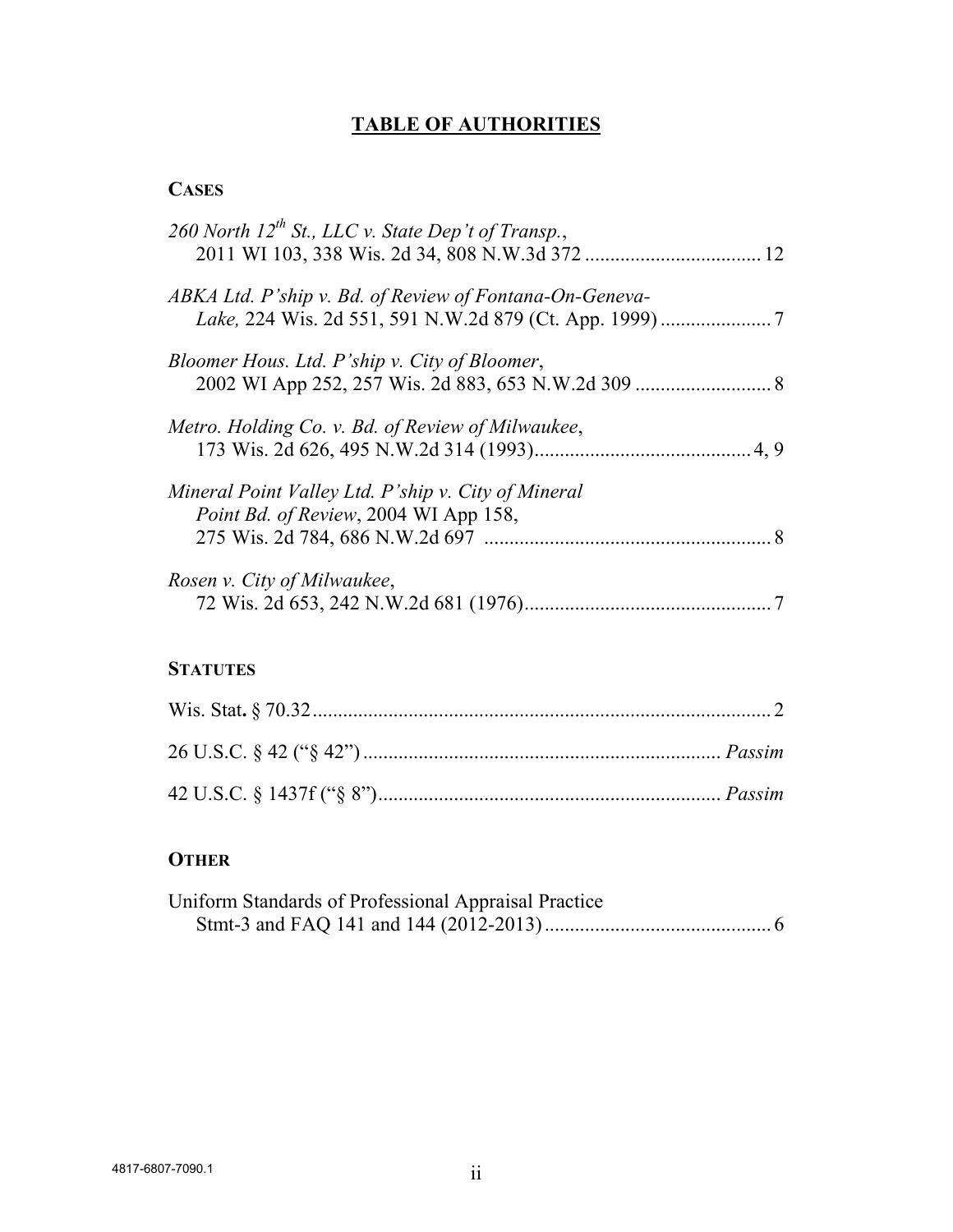# TABLE OF AUTHORITIES

## CASES

*260 North 12th St., LLC v. State Dep't of Transp.*,
2011 WI 103, 338 Wis. 2d 34, 808 N.W.3d 372 .................................. 12

*ABKA Ltd. P'ship v. Bd. of Review of Fontana-On-Geneva-Lake,* 224 Wis. 2d 551, 591 N.W.2d 879 (Ct. App. 1999) ..................... 7

*Bloomer Hous. Ltd. P'ship v. City of Bloomer*,
2002 WI App 252, 257 Wis. 2d 883, 653 N.W.2d 309 .......................... 8

*Metro. Holding Co. v. Bd. of Review of Milwaukee*,
173 Wis. 2d 626, 495 N.W.2d 314 (1993).......................................... 4, 9

*Mineral Point Valley Ltd. P'ship v. City of Mineral Point Bd. of Review*, 2004 WI App 158,
275 Wis. 2d 784, 686 N.W.2d 697 ........................................................ 8

*Rosen v. City of Milwaukee*,
72 Wis. 2d 653, 242 N.W.2d 681 (1976)................................................ 7

## STATUTES

Wis. Stat. § 70.32.......................................................................................... 2

26 U.S.C. § 42 ("§ 42") ...................................................................... *Passim*

42 U.S.C. § 1437f ("§ 8").................................................................... *Passim*

## OTHER

Uniform Standards of Professional Appraisal Practice
Stmt-3 and FAQ 141 and 144 (2012-2013)............................................ 6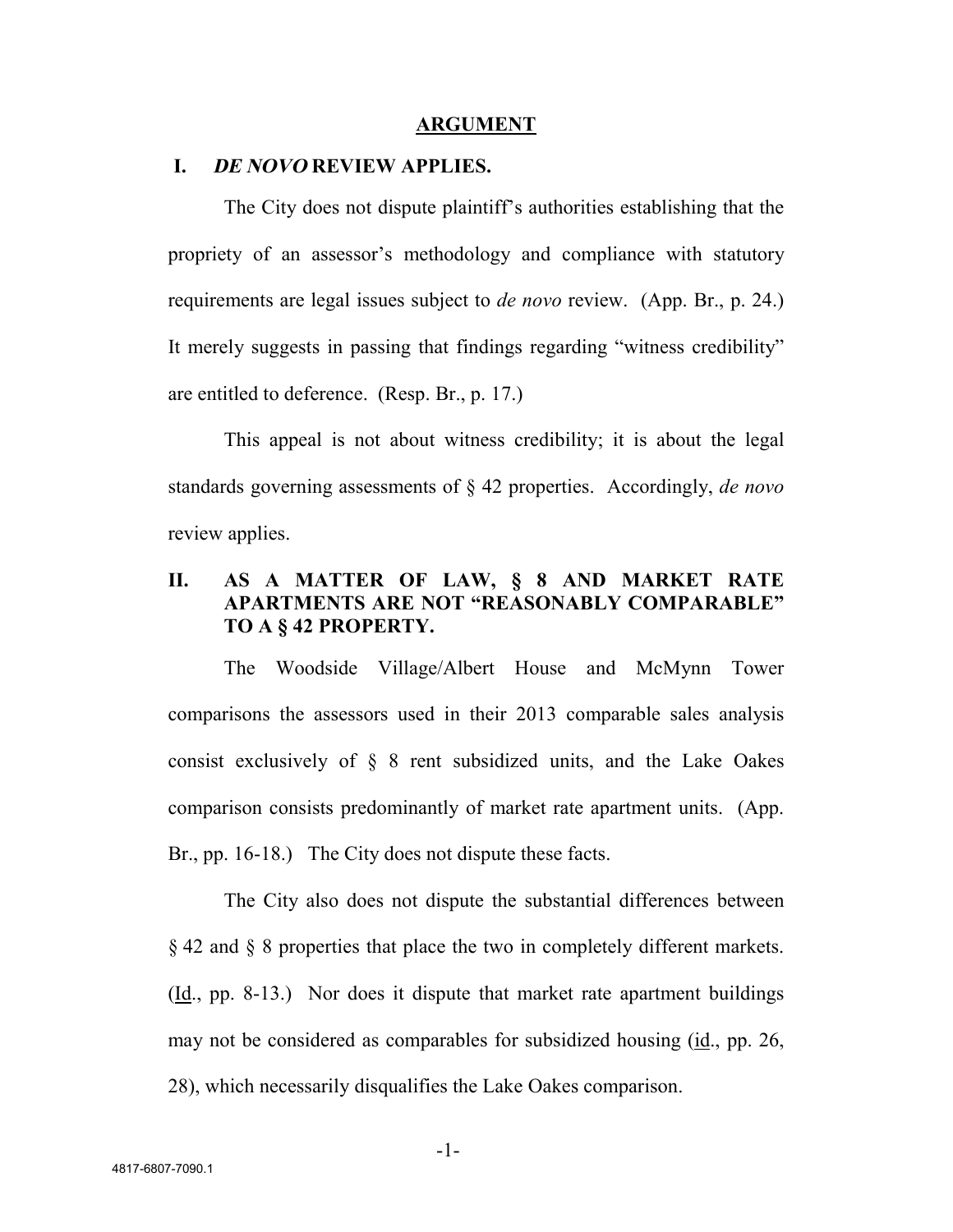## ARGUMENT

### I. *DE NOVO* REVIEW APPLIES.

The City does not dispute plaintiff's authorities establishing that the propriety of an assessor's methodology and compliance with statutory requirements are legal issues subject to *de novo* review. (App. Br., p. 24.) It merely suggests in passing that findings regarding "witness credibility" are entitled to deference. (Resp. Br., p. 17.)

This appeal is not about witness credibility; it is about the legal standards governing assessments of § 42 properties. Accordingly, *de novo* review applies.

### II. AS A MATTER OF LAW, § 8 AND MARKET RATE APARTMENTS ARE NOT "REASONABLY COMPARABLE" TO A § 42 PROPERTY.

The Woodside Village/Albert House and McMynn Tower comparisons the assessors used in their 2013 comparable sales analysis consist exclusively of § 8 rent subsidized units, and the Lake Oakes comparison consists predominantly of market rate apartment units. (App. Br., pp. 16-18.) The City does not dispute these facts.

The City also does not dispute the substantial differences between § 42 and § 8 properties that place the two in completely different markets. (Id., pp. 8-13.) Nor does it dispute that market rate apartment buildings may not be considered as comparables for subsidized housing (id., pp. 26, 28), which necessarily disqualifies the Lake Oakes comparison.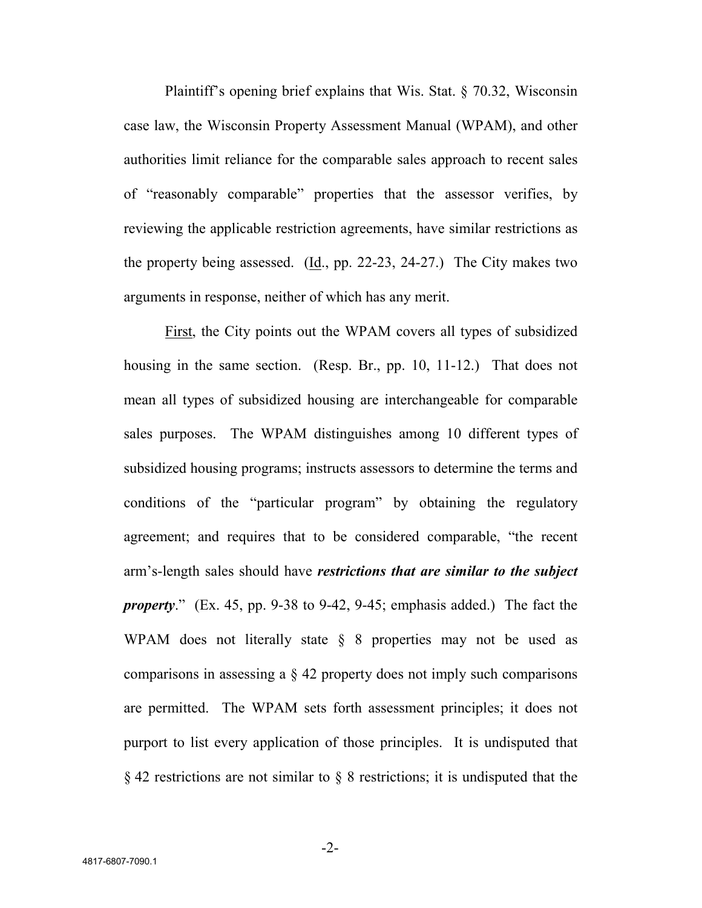Plaintiff's opening brief explains that Wis. Stat. § 70.32, Wisconsin case law, the Wisconsin Property Assessment Manual (WPAM), and other authorities limit reliance for the comparable sales approach to recent sales of "reasonably comparable" properties that the assessor verifies, by reviewing the applicable restriction agreements, have similar restrictions as the property being assessed. (Id., pp. 22-23, 24-27.) The City makes two arguments in response, neither of which has any merit.

First, the City points out the WPAM covers all types of subsidized housing in the same section. (Resp. Br., pp. 10, 11-12.) That does not mean all types of subsidized housing are interchangeable for comparable sales purposes. The WPAM distinguishes among 10 different types of subsidized housing programs; instructs assessors to determine the terms and conditions of the "particular program" by obtaining the regulatory agreement; and requires that to be considered comparable, "the recent arm's-length sales should have ***restrictions that are similar to the subject property***." (Ex. 45, pp. 9-38 to 9-42, 9-45; emphasis added.) The fact the WPAM does not literally state § 8 properties may not be used as comparisons in assessing a § 42 property does not imply such comparisons are permitted. The WPAM sets forth assessment principles; it does not purport to list every application of those principles. It is undisputed that § 42 restrictions are not similar to § 8 restrictions; it is undisputed that the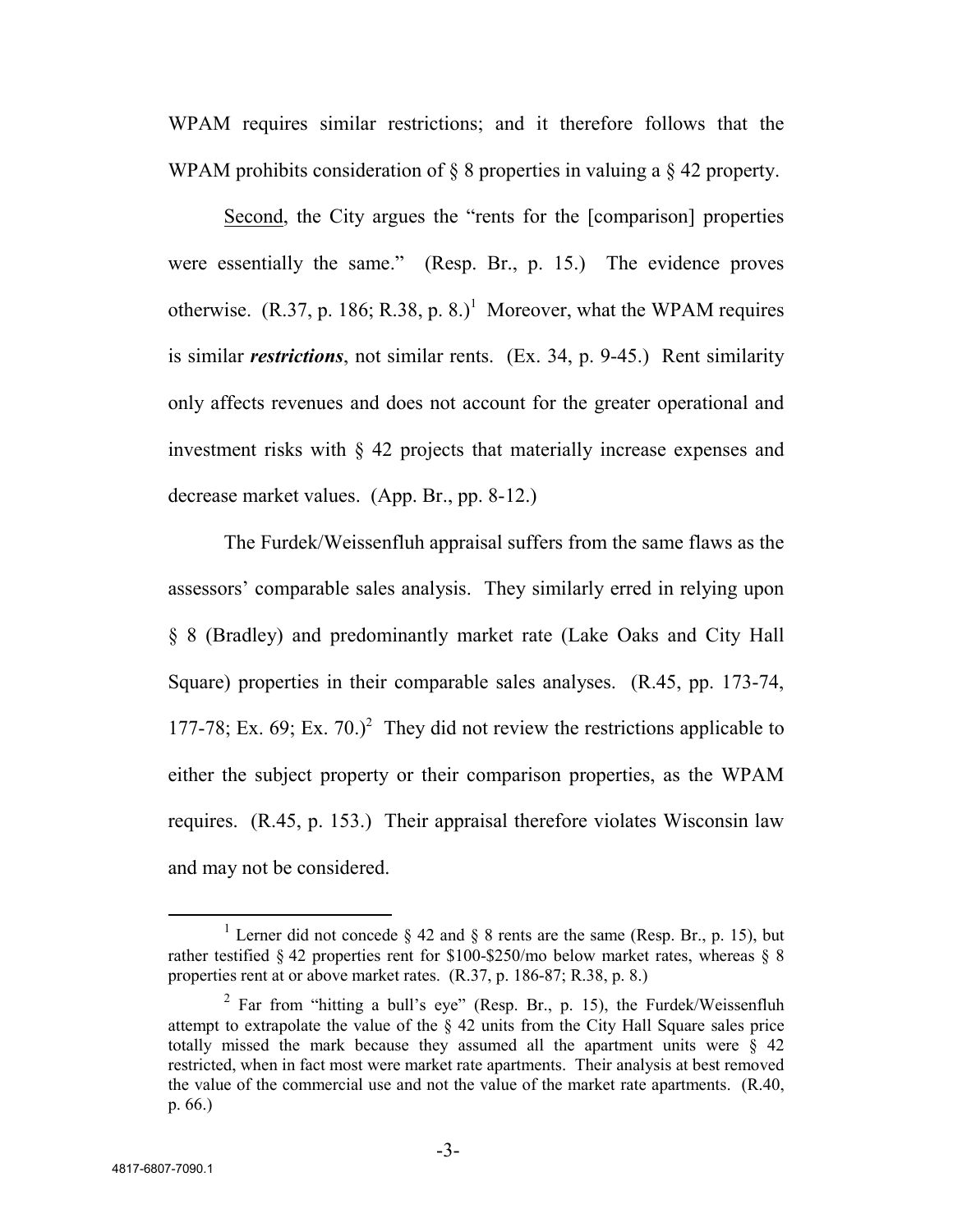WPAM requires similar restrictions; and it therefore follows that the WPAM prohibits consideration of § 8 properties in valuing a § 42 property.

Second, the City argues the "rents for the [comparison] properties were essentially the same." (Resp. Br., p. 15.) The evidence proves otherwise. (R.37, p. 186; R.38, p. 8.)[1] Moreover, what the WPAM requires is similar ***restrictions***, not similar rents. (Ex. 34, p. 9-45.) Rent similarity only affects revenues and does not account for the greater operational and investment risks with § 42 projects that materially increase expenses and decrease market values. (App. Br., pp. 8-12.)

The Furdek/Weissenfluh appraisal suffers from the same flaws as the assessors' comparable sales analysis. They similarly erred in relying upon § 8 (Bradley) and predominantly market rate (Lake Oaks and City Hall Square) properties in their comparable sales analyses. (R.45, pp. 173-74, 177-78; Ex. 69; Ex. 70.)[2] They did not review the restrictions applicable to either the subject property or their comparison properties, as the WPAM requires. (R.45, p. 153.) Their appraisal therefore violates Wisconsin law and may not be considered.

[1] Lerner did not concede § 42 and § 8 rents are the same (Resp. Br., p. 15), but rather testified § 42 properties rent for $100-$250/mo below market rates, whereas § 8 properties rent at or above market rates. (R.37, p. 186-87; R.38, p. 8.)

[2] Far from "hitting a bull's eye" (Resp. Br., p. 15), the Furdek/Weissenfluh attempt to extrapolate the value of the § 42 units from the City Hall Square sales price totally missed the mark because they assumed all the apartment units were § 42 restricted, when in fact most were market rate apartments. Their analysis at best removed the value of the commercial use and not the value of the market rate apartments. (R.40, p. 66.)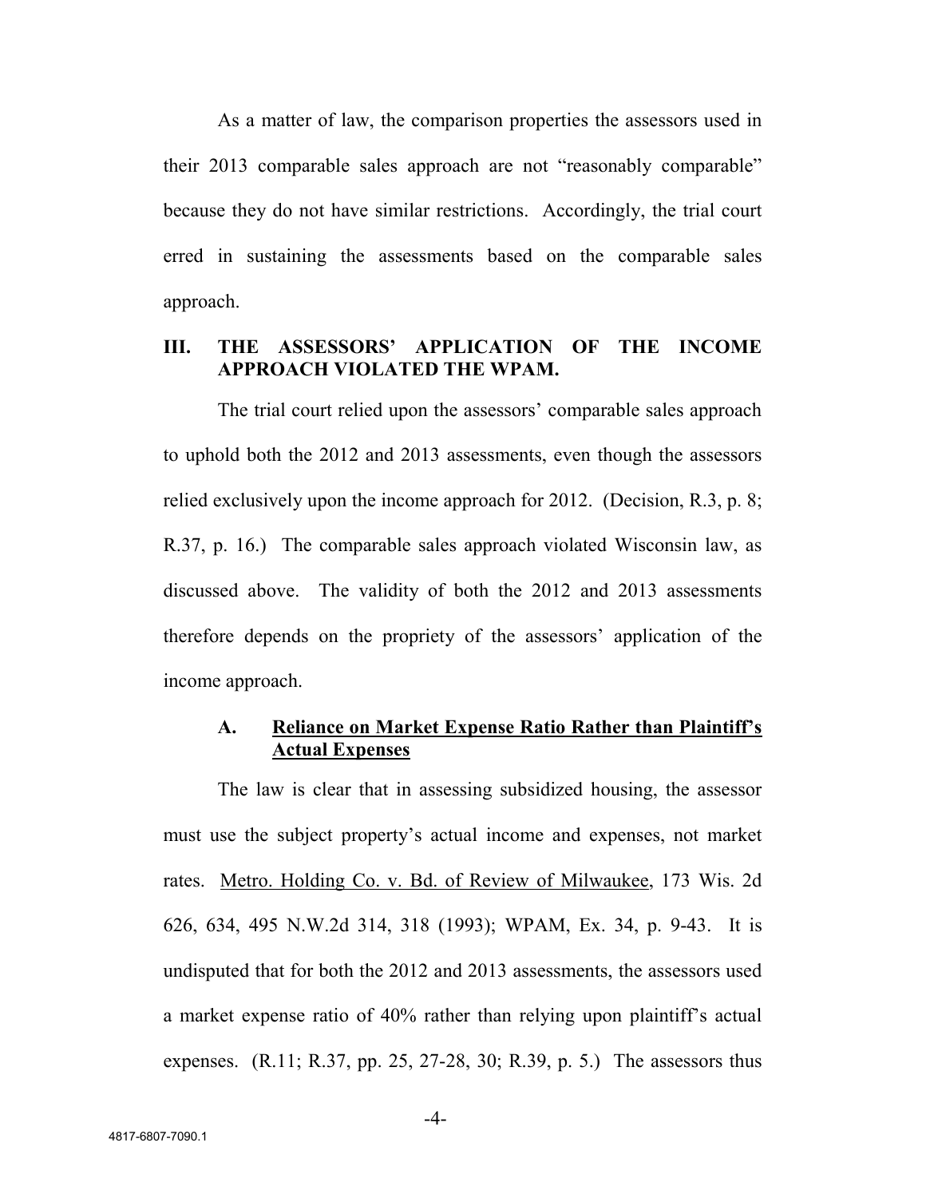As a matter of law, the comparison properties the assessors used in their 2013 comparable sales approach are not "reasonably comparable" because they do not have similar restrictions. Accordingly, the trial court erred in sustaining the assessments based on the comparable sales approach.

## III. THE ASSESSORS' APPLICATION OF THE INCOME APPROACH VIOLATED THE WPAM.

The trial court relied upon the assessors' comparable sales approach to uphold both the 2012 and 2013 assessments, even though the assessors relied exclusively upon the income approach for 2012. (Decision, R.3, p. 8; R.37, p. 16.) The comparable sales approach violated Wisconsin law, as discussed above. The validity of both the 2012 and 2013 assessments therefore depends on the propriety of the assessors' application of the income approach.

### A. Reliance on Market Expense Ratio Rather than Plaintiff's Actual Expenses

The law is clear that in assessing subsidized housing, the assessor must use the subject property's actual income and expenses, not market rates. Metro. Holding Co. v. Bd. of Review of Milwaukee, 173 Wis. 2d 626, 634, 495 N.W.2d 314, 318 (1993); WPAM, Ex. 34, p. 9-43. It is undisputed that for both the 2012 and 2013 assessments, the assessors used a market expense ratio of 40% rather than relying upon plaintiff's actual expenses. (R.11; R.37, pp. 25, 27-28, 30; R.39, p. 5.) The assessors thus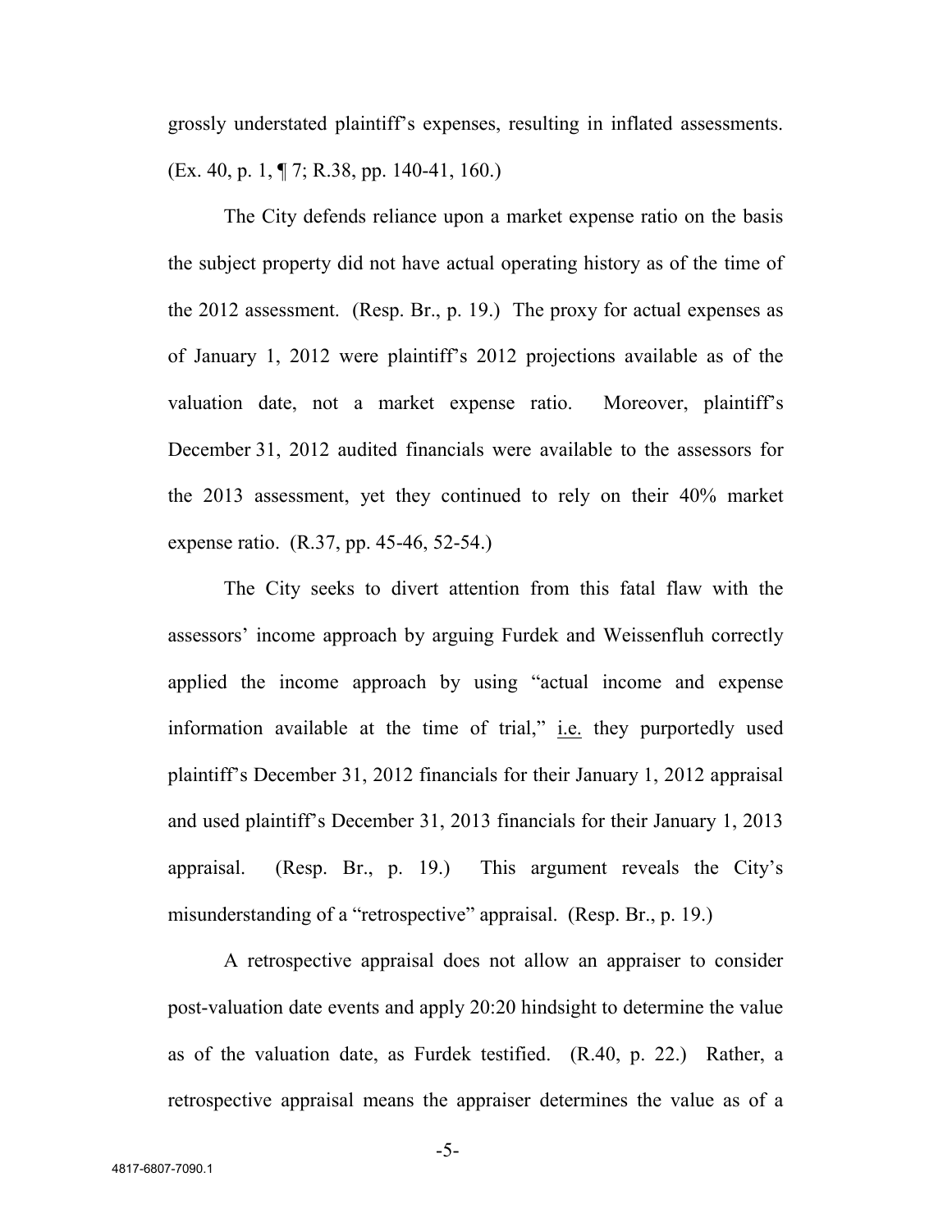grossly understated plaintiff's expenses, resulting in inflated assessments. (Ex. 40, p. 1, ¶ 7; R.38, pp. 140-41, 160.)

The City defends reliance upon a market expense ratio on the basis the subject property did not have actual operating history as of the time of the 2012 assessment. (Resp. Br., p. 19.) The proxy for actual expenses as of January 1, 2012 were plaintiff's 2012 projections available as of the valuation date, not a market expense ratio. Moreover, plaintiff's December 31, 2012 audited financials were available to the assessors for the 2013 assessment, yet they continued to rely on their 40% market expense ratio. (R.37, pp. 45-46, 52-54.)

The City seeks to divert attention from this fatal flaw with the assessors' income approach by arguing Furdek and Weissenfluh correctly applied the income approach by using "actual income and expense information available at the time of trial," i.e. they purportedly used plaintiff's December 31, 2012 financials for their January 1, 2012 appraisal and used plaintiff's December 31, 2013 financials for their January 1, 2013 appraisal. (Resp. Br., p. 19.) This argument reveals the City's misunderstanding of a "retrospective" appraisal. (Resp. Br., p. 19.)

A retrospective appraisal does not allow an appraiser to consider post-valuation date events and apply 20:20 hindsight to determine the value as of the valuation date, as Furdek testified. (R.40, p. 22.) Rather, a retrospective appraisal means the appraiser determines the value as of a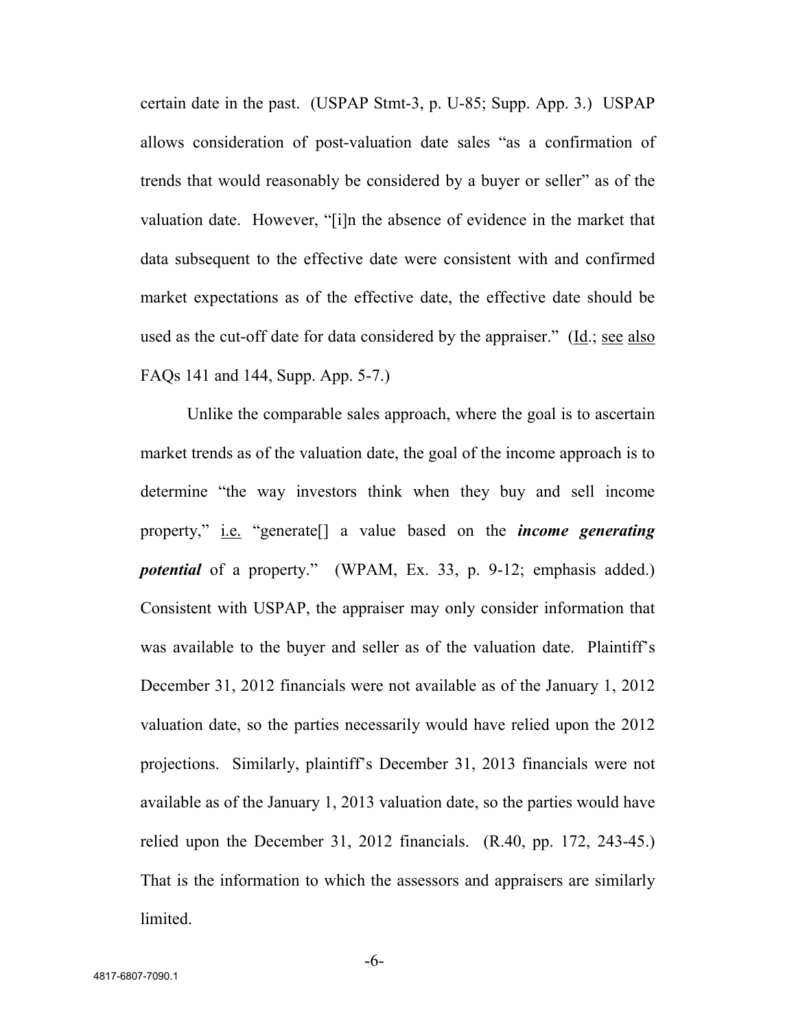certain date in the past. (USPAP Stmt-3, p. U-85; Supp. App. 3.) USPAP allows consideration of post-valuation date sales "as a confirmation of trends that would reasonably be considered by a buyer or seller" as of the valuation date. However, "[i]n the absence of evidence in the market that data subsequent to the effective date were consistent with and confirmed market expectations as of the effective date, the effective date should be used as the cut-off date for data considered by the appraiser." (Id.; see also FAQs 141 and 144, Supp. App. 5-7.)

Unlike the comparable sales approach, where the goal is to ascertain market trends as of the valuation date, the goal of the income approach is to determine "the way investors think when they buy and sell income property," i.e. "generate[] a value based on the ***income generating potential*** of a property." (WPAM, Ex. 33, p. 9-12; emphasis added.) Consistent with USPAP, the appraiser may only consider information that was available to the buyer and seller as of the valuation date. Plaintiff's December 31, 2012 financials were not available as of the January 1, 2012 valuation date, so the parties necessarily would have relied upon the 2012 projections. Similarly, plaintiff's December 31, 2013 financials were not available as of the January 1, 2013 valuation date, so the parties would have relied upon the December 31, 2012 financials. (R.40, pp. 172, 243-45.) That is the information to which the assessors and appraisers are similarly limited.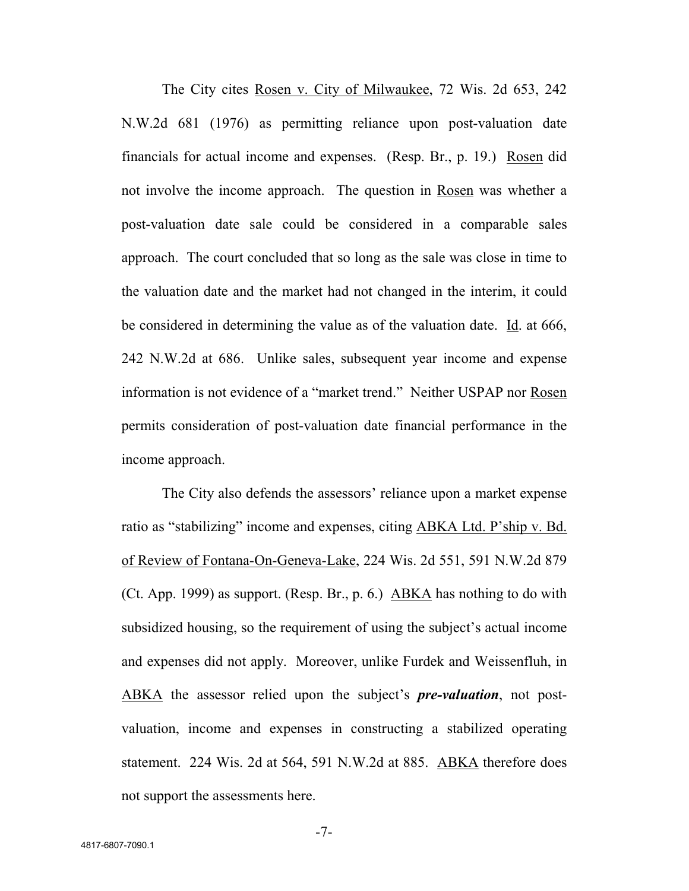The City cites Rosen v. City of Milwaukee, 72 Wis. 2d 653, 242 N.W.2d 681 (1976) as permitting reliance upon post-valuation date financials for actual income and expenses. (Resp. Br., p. 19.) Rosen did not involve the income approach. The question in Rosen was whether a post-valuation date sale could be considered in a comparable sales approach. The court concluded that so long as the sale was close in time to the valuation date and the market had not changed in the interim, it could be considered in determining the value as of the valuation date. Id. at 666, 242 N.W.2d at 686. Unlike sales, subsequent year income and expense information is not evidence of a "market trend." Neither USPAP nor Rosen permits consideration of post-valuation date financial performance in the income approach.

The City also defends the assessors' reliance upon a market expense ratio as "stabilizing" income and expenses, citing ABKA Ltd. P'ship v. Bd. of Review of Fontana-On-Geneva-Lake, 224 Wis. 2d 551, 591 N.W.2d 879 (Ct. App. 1999) as support. (Resp. Br., p. 6.) ABKA has nothing to do with subsidized housing, so the requirement of using the subject's actual income and expenses did not apply. Moreover, unlike Furdek and Weissenfluh, in ABKA the assessor relied upon the subject's ***pre-valuation***, not post-valuation, income and expenses in constructing a stabilized operating statement. 224 Wis. 2d at 564, 591 N.W.2d at 885. ABKA therefore does not support the assessments here.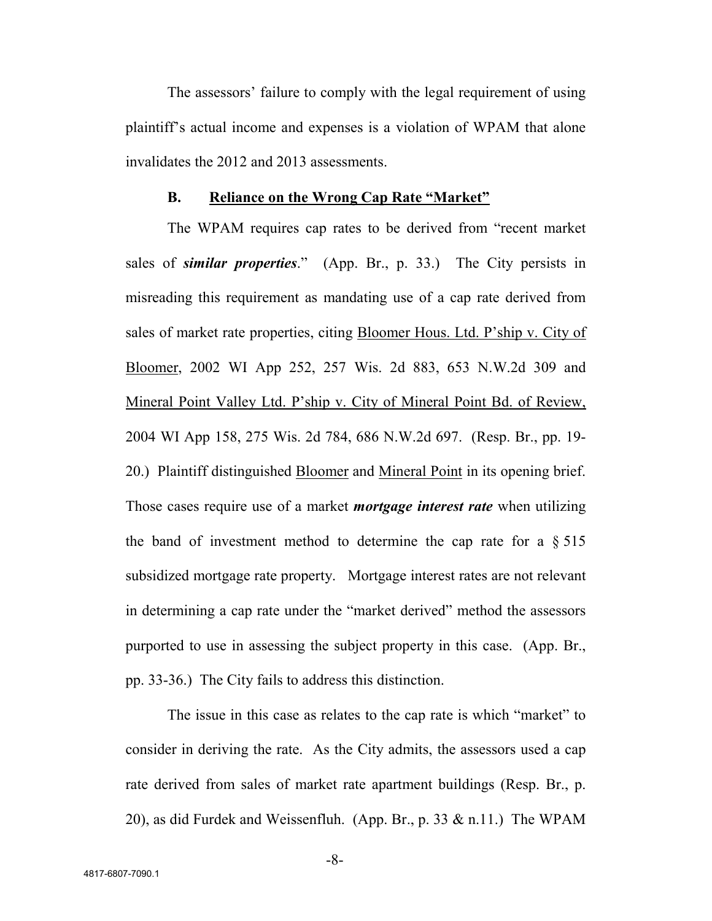The assessors' failure to comply with the legal requirement of using plaintiff's actual income and expenses is a violation of WPAM that alone invalidates the 2012 and 2013 assessments.

### B. Reliance on the Wrong Cap Rate "Market"

The WPAM requires cap rates to be derived from "recent market sales of ***similar properties***." (App. Br., p. 33.) The City persists in misreading this requirement as mandating use of a cap rate derived from sales of market rate properties, citing Bloomer Hous. Ltd. P'ship v. City of Bloomer, 2002 WI App 252, 257 Wis. 2d 883, 653 N.W.2d 309 and Mineral Point Valley Ltd. P'ship v. City of Mineral Point Bd. of Review, 2004 WI App 158, 275 Wis. 2d 784, 686 N.W.2d 697. (Resp. Br., pp. 19-20.) Plaintiff distinguished Bloomer and Mineral Point in its opening brief. Those cases require use of a market ***mortgage interest rate*** when utilizing the band of investment method to determine the cap rate for a § 515 subsidized mortgage rate property. Mortgage interest rates are not relevant in determining a cap rate under the "market derived" method the assessors purported to use in assessing the subject property in this case. (App. Br., pp. 33-36.) The City fails to address this distinction.

The issue in this case as relates to the cap rate is which "market" to consider in deriving the rate. As the City admits, the assessors used a cap rate derived from sales of market rate apartment buildings (Resp. Br., p. 20), as did Furdek and Weissenfluh. (App. Br., p. 33 & n.11.) The WPAM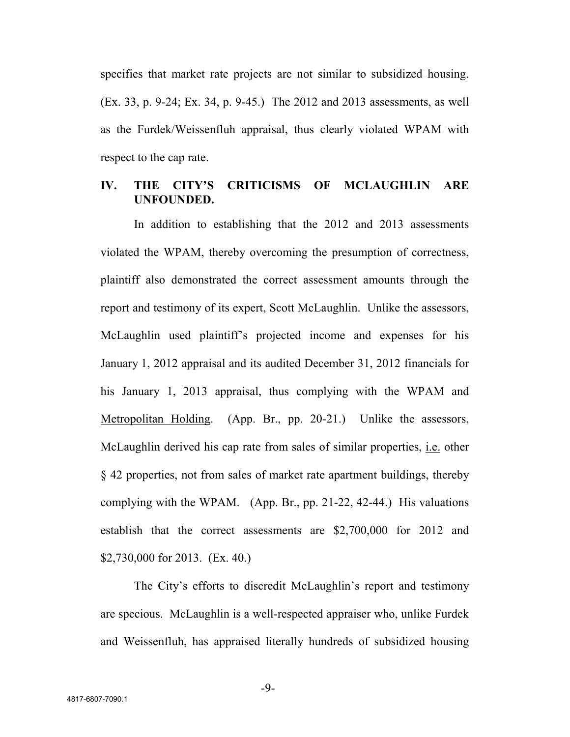specifies that market rate projects are not similar to subsidized housing. (Ex. 33, p. 9-24; Ex. 34, p. 9-45.) The 2012 and 2013 assessments, as well as the Furdek/Weissenfluh appraisal, thus clearly violated WPAM with respect to the cap rate.

## IV. THE CITY'S CRITICISMS OF MCLAUGHLIN ARE UNFOUNDED.

In addition to establishing that the 2012 and 2013 assessments violated the WPAM, thereby overcoming the presumption of correctness, plaintiff also demonstrated the correct assessment amounts through the report and testimony of its expert, Scott McLaughlin. Unlike the assessors, McLaughlin used plaintiff's projected income and expenses for his January 1, 2012 appraisal and its audited December 31, 2012 financials for his January 1, 2013 appraisal, thus complying with the WPAM and Metropolitan Holding. (App. Br., pp. 20-21.) Unlike the assessors, McLaughlin derived his cap rate from sales of similar properties, i.e. other § 42 properties, not from sales of market rate apartment buildings, thereby complying with the WPAM. (App. Br., pp. 21-22, 42-44.) His valuations establish that the correct assessments are $2,700,000 for 2012 and $2,730,000 for 2013. (Ex. 40.)

The City's efforts to discredit McLaughlin's report and testimony are specious. McLaughlin is a well-respected appraiser who, unlike Furdek and Weissenfluh, has appraised literally hundreds of subsidized housing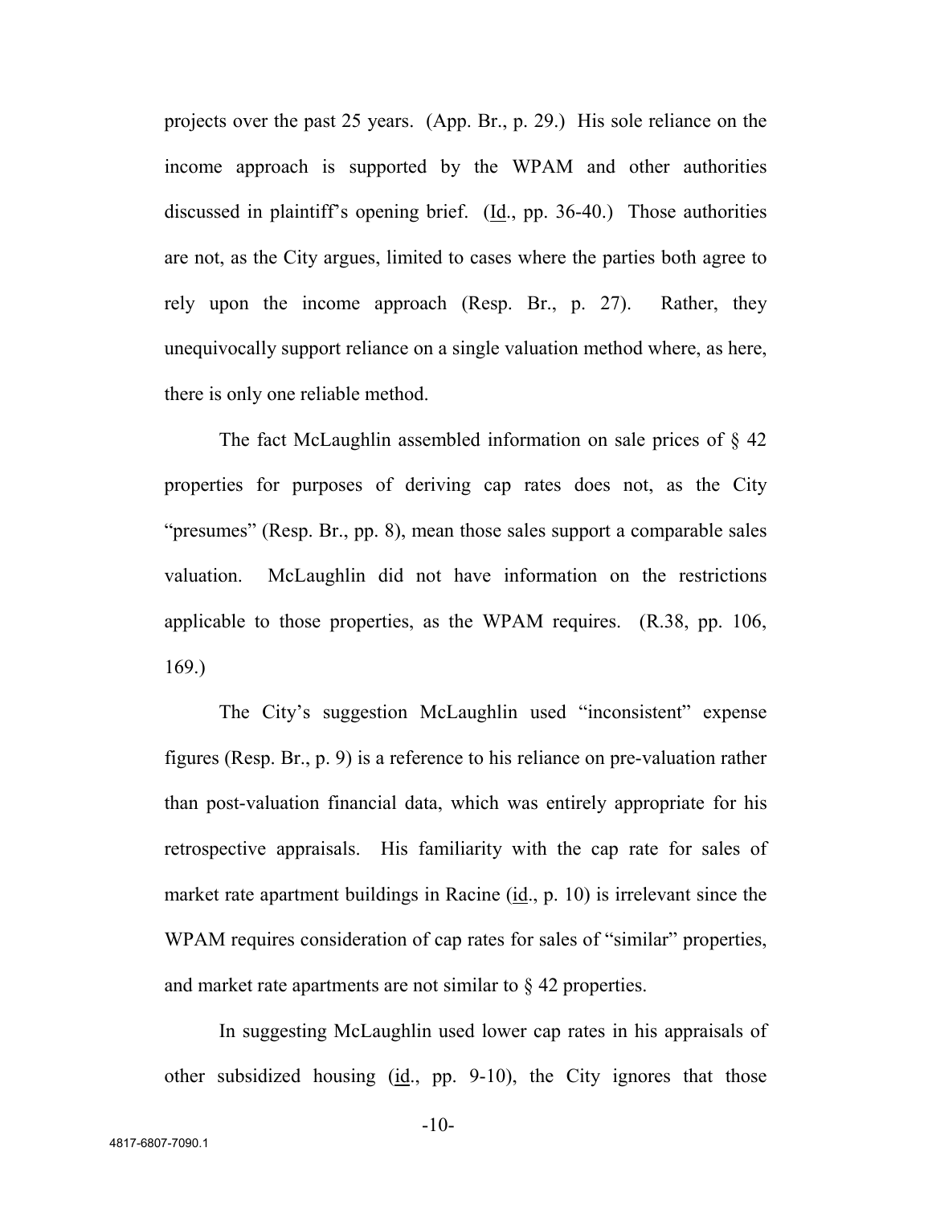projects over the past 25 years. (App. Br., p. 29.) His sole reliance on the income approach is supported by the WPAM and other authorities discussed in plaintiff's opening brief. (Id., pp. 36-40.) Those authorities are not, as the City argues, limited to cases where the parties both agree to rely upon the income approach (Resp. Br., p. 27). Rather, they unequivocally support reliance on a single valuation method where, as here, there is only one reliable method.

The fact McLaughlin assembled information on sale prices of § 42 properties for purposes of deriving cap rates does not, as the City "presumes" (Resp. Br., pp. 8), mean those sales support a comparable sales valuation. McLaughlin did not have information on the restrictions applicable to those properties, as the WPAM requires. (R.38, pp. 106, 169.)

The City's suggestion McLaughlin used "inconsistent" expense figures (Resp. Br., p. 9) is a reference to his reliance on pre-valuation rather than post-valuation financial data, which was entirely appropriate for his retrospective appraisals. His familiarity with the cap rate for sales of market rate apartment buildings in Racine (id., p. 10) is irrelevant since the WPAM requires consideration of cap rates for sales of "similar" properties, and market rate apartments are not similar to § 42 properties.

In suggesting McLaughlin used lower cap rates in his appraisals of other subsidized housing (id., pp. 9-10), the City ignores that those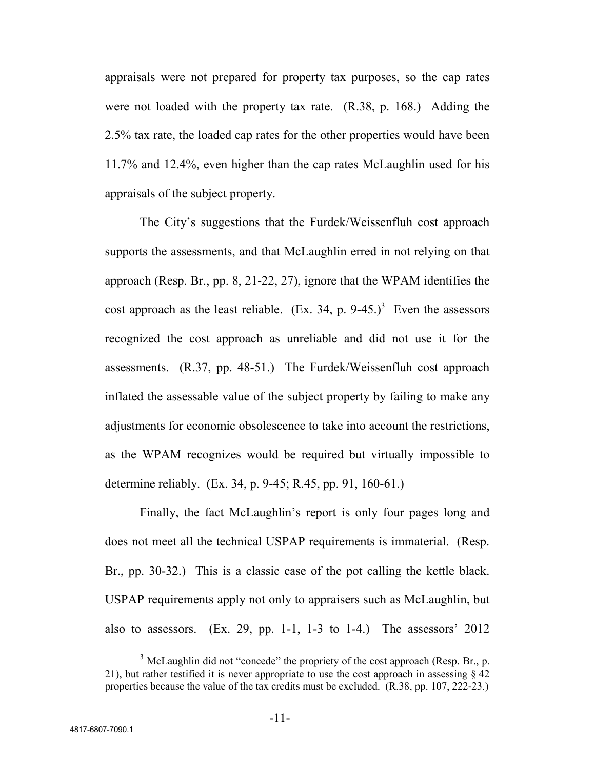appraisals were not prepared for property tax purposes, so the cap rates were not loaded with the property tax rate. (R.38, p. 168.) Adding the 2.5% tax rate, the loaded cap rates for the other properties would have been 11.7% and 12.4%, even higher than the cap rates McLaughlin used for his appraisals of the subject property.

The City's suggestions that the Furdek/Weissenfluh cost approach supports the assessments, and that McLaughlin erred in not relying on that approach (Resp. Br., pp. 8, 21-22, 27), ignore that the WPAM identifies the cost approach as the least reliable. (Ex. 34, p. 9-45.)[3] Even the assessors recognized the cost approach as unreliable and did not use it for the assessments. (R.37, pp. 48-51.) The Furdek/Weissenfluh cost approach inflated the assessable value of the subject property by failing to make any adjustments for economic obsolescence to take into account the restrictions, as the WPAM recognizes would be required but virtually impossible to determine reliably. (Ex. 34, p. 9-45; R.45, pp. 91, 160-61.)

Finally, the fact McLaughlin's report is only four pages long and does not meet all the technical USPAP requirements is immaterial. (Resp. Br., pp. 30-32.) This is a classic case of the pot calling the kettle black. USPAP requirements apply not only to appraisers such as McLaughlin, but also to assessors. (Ex. 29, pp. 1-1, 1-3 to 1-4.) The assessors' 2012

[3] McLaughlin did not "concede" the propriety of the cost approach (Resp. Br., p. 21), but rather testified it is never appropriate to use the cost approach in assessing § 42 properties because the value of the tax credits must be excluded. (R.38, pp. 107, 222-23.)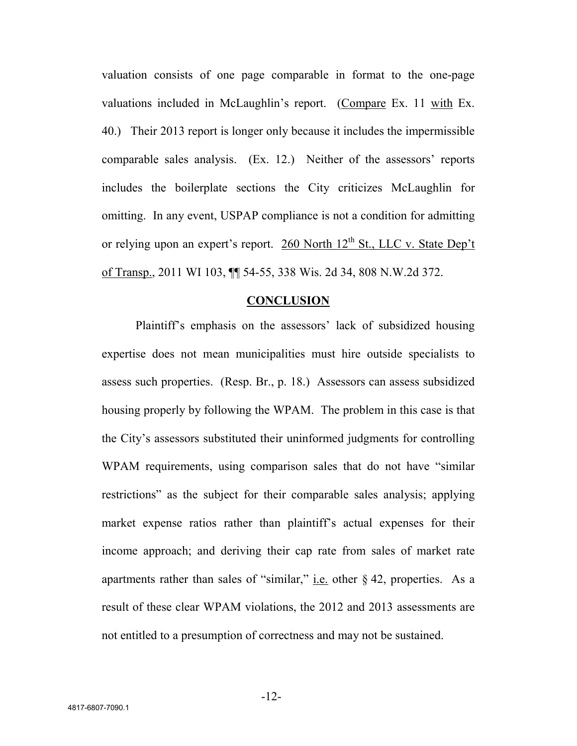valuation consists of one page comparable in format to the one-page valuations included in McLaughlin's report. (Compare Ex. 11 with Ex. 40.) Their 2013 report is longer only because it includes the impermissible comparable sales analysis. (Ex. 12.) Neither of the assessors' reports includes the boilerplate sections the City criticizes McLaughlin for omitting. In any event, USPAP compliance is not a condition for admitting or relying upon an expert's report. 260 North 12th St., LLC v. State Dep't of Transp., 2011 WI 103, ¶¶ 54-55, 338 Wis. 2d 34, 808 N.W.2d 372.

## CONCLUSION

Plaintiff's emphasis on the assessors' lack of subsidized housing expertise does not mean municipalities must hire outside specialists to assess such properties. (Resp. Br., p. 18.) Assessors can assess subsidized housing properly by following the WPAM. The problem in this case is that the City's assessors substituted their uninformed judgments for controlling WPAM requirements, using comparison sales that do not have "similar restrictions" as the subject for their comparable sales analysis; applying market expense ratios rather than plaintiff's actual expenses for their income approach; and deriving their cap rate from sales of market rate apartments rather than sales of "similar," i.e. other § 42, properties. As a result of these clear WPAM violations, the 2012 and 2013 assessments are not entitled to a presumption of correctness and may not be sustained.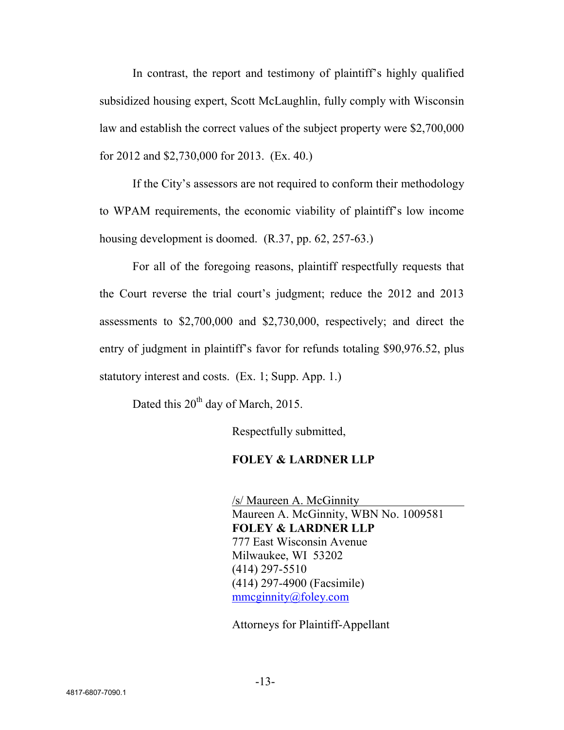In contrast, the report and testimony of plaintiff's highly qualified subsidized housing expert, Scott McLaughlin, fully comply with Wisconsin law and establish the correct values of the subject property were $2,700,000 for 2012 and $2,730,000 for 2013. (Ex. 40.)

If the City's assessors are not required to conform their methodology to WPAM requirements, the economic viability of plaintiff's low income housing development is doomed. (R.37, pp. 62, 257-63.)

For all of the foregoing reasons, plaintiff respectfully requests that the Court reverse the trial court's judgment; reduce the 2012 and 2013 assessments to $2,700,000 and $2,730,000, respectively; and direct the entry of judgment in plaintiff's favor for refunds totaling $90,976.52, plus statutory interest and costs. (Ex. 1; Supp. App. 1.)

Dated this 20th day of March, 2015.

Respectfully submitted,

**FOLEY & LARDNER LLP**

/s/ Maureen A. McGinnity
Maureen A. McGinnity, WBN No. 1009581
**FOLEY & LARDNER LLP**
777 East Wisconsin Avenue
Milwaukee, WI 53202
(414) 297-5510
(414) 297-4900 (Facsimile)
mmcginnity@foley.com

Attorneys for Plaintiff-Appellant

4817-6807-7090.1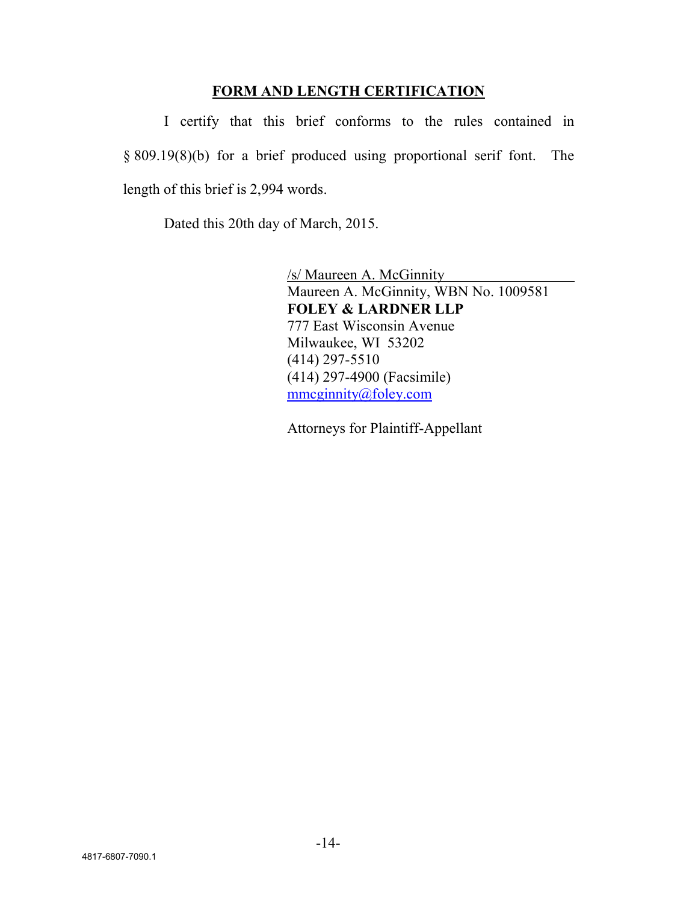## FORM AND LENGTH CERTIFICATION

I certify that this brief conforms to the rules contained in § 809.19(8)(b) for a brief produced using proportional serif font. The length of this brief is 2,994 words.

Dated this 20th day of March, 2015.

/s/ Maureen A. McGinnity
Maureen A. McGinnity, WBN No. 1009581
**FOLEY & LARDNER LLP**
777 East Wisconsin Avenue
Milwaukee, WI 53202
(414) 297-5510
(414) 297-4900 (Facsimile)
mmcginnity@foley.com

Attorneys for Plaintiff-Appellant

4817-6807-7090.1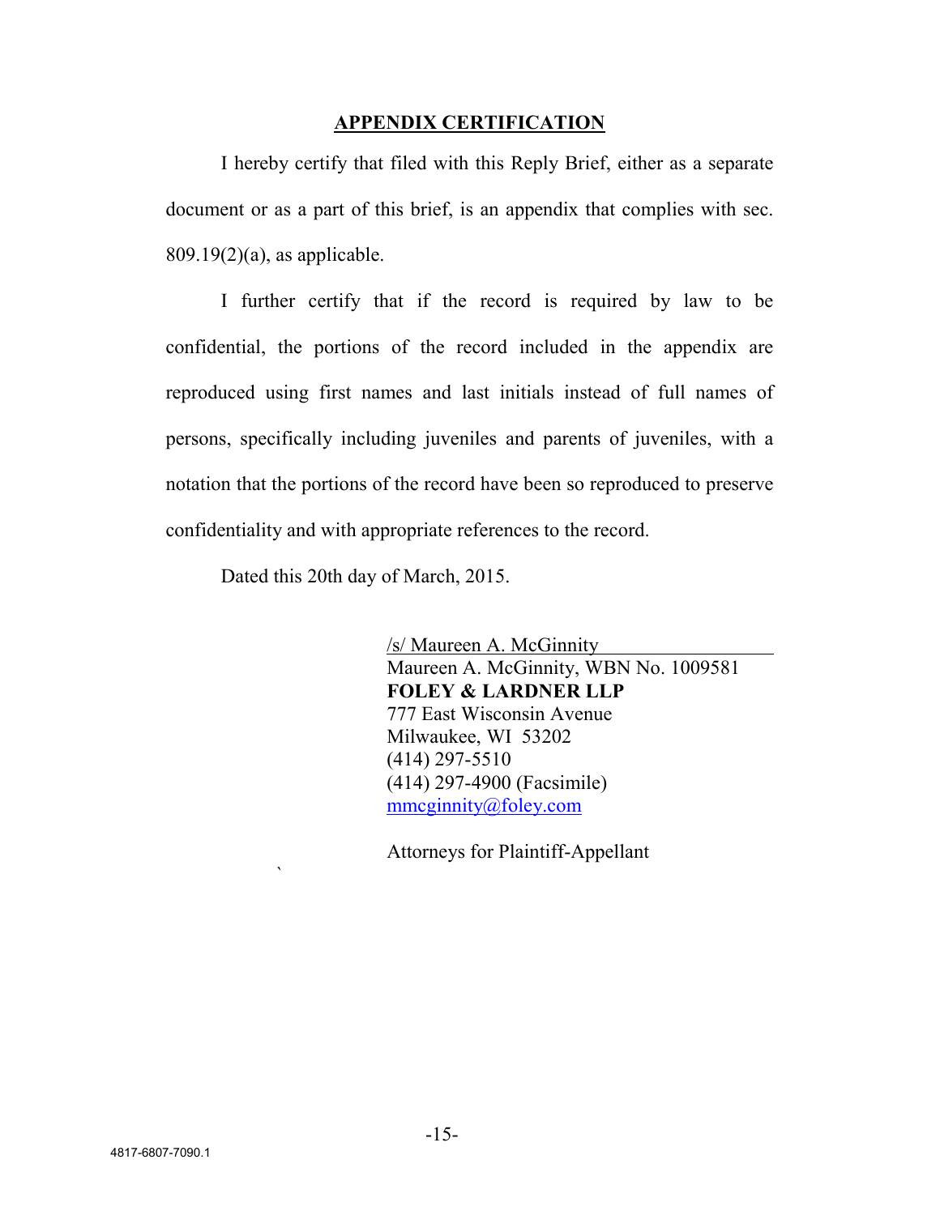## APPENDIX CERTIFICATION

I hereby certify that filed with this Reply Brief, either as a separate document or as a part of this brief, is an appendix that complies with sec. 809.19(2)(a), as applicable.

I further certify that if the record is required by law to be confidential, the portions of the record included in the appendix are reproduced using first names and last initials instead of full names of persons, specifically including juveniles and parents of juveniles, with a notation that the portions of the record have been so reproduced to preserve confidentiality and with appropriate references to the record.

Dated this 20th day of March, 2015.

/s/ Maureen A. McGinnity  
Maureen A. McGinnity, WBN No. 1009581  
**FOLEY & LARDNER LLP**  
777 East Wisconsin Avenue  
Milwaukee, WI 53202  
(414) 297-5510  
(414) 297-4900 (Facsimile)  
mmcginnity@foley.com

Attorneys for Plaintiff-Appellant

4817-6807-7090.1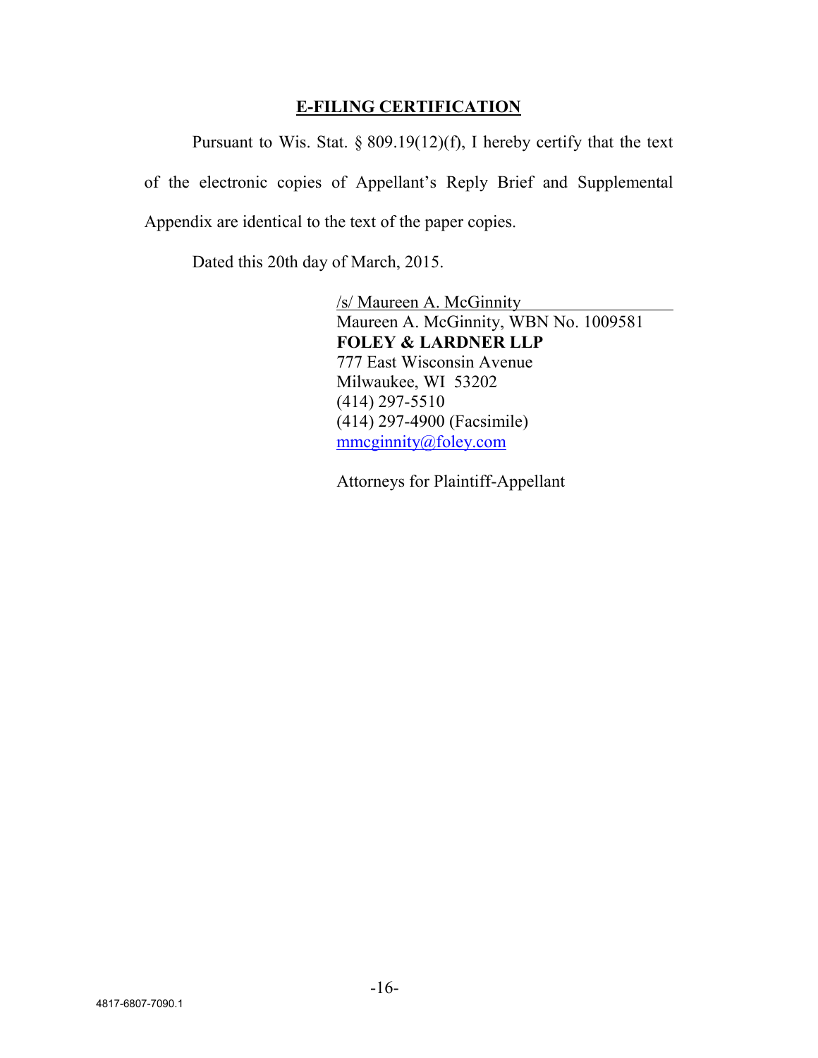## E-FILING CERTIFICATION

Pursuant to Wis. Stat. § 809.19(12)(f), I hereby certify that the text of the electronic copies of Appellant's Reply Brief and Supplemental Appendix are identical to the text of the paper copies.

Dated this 20th day of March, 2015.

/s/ Maureen A. McGinnity
Maureen A. McGinnity, WBN No. 1009581
**FOLEY & LARDNER LLP**
777 East Wisconsin Avenue
Milwaukee, WI 53202
(414) 297-5510
(414) 297-4900 (Facsimile)
mmcginnity@foley.com

Attorneys for Plaintiff-Appellant

4817-6807-7090.1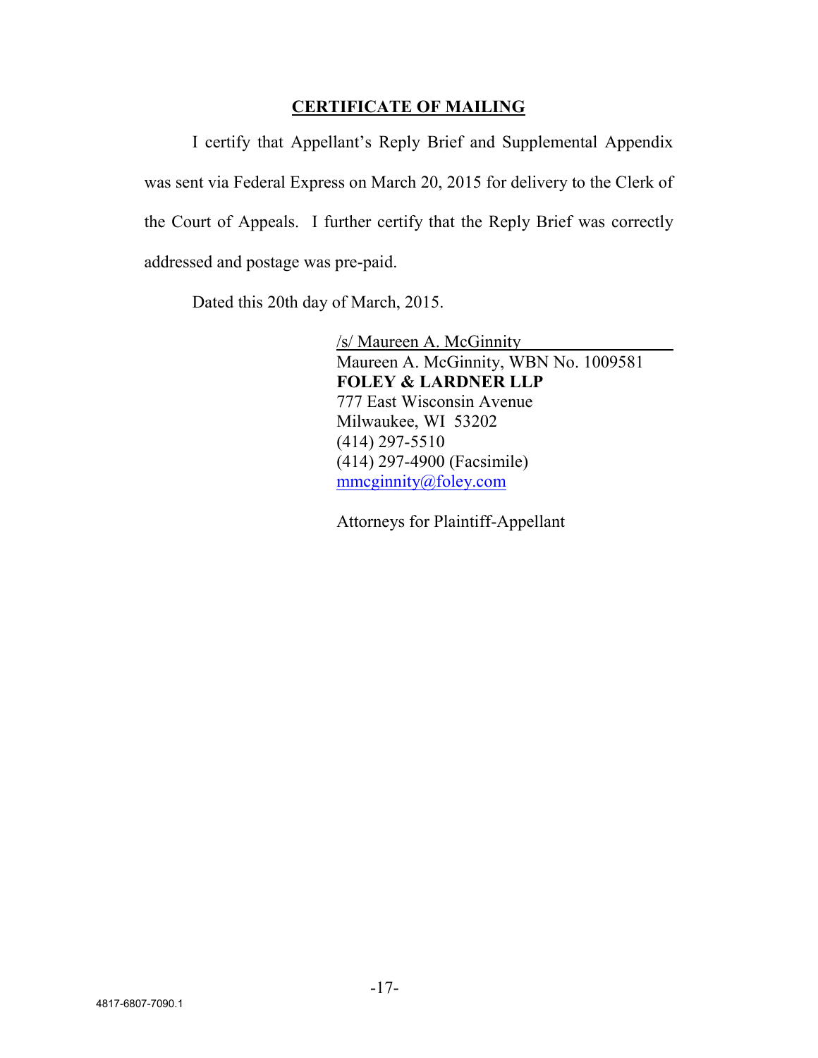## CERTIFICATE OF MAILING

I certify that Appellant's Reply Brief and Supplemental Appendix was sent via Federal Express on March 20, 2015 for delivery to the Clerk of the Court of Appeals. I further certify that the Reply Brief was correctly addressed and postage was pre-paid.

Dated this 20th day of March, 2015.

/s/ Maureen A. McGinnity
Maureen A. McGinnity, WBN No. 1009581
**FOLEY & LARDNER LLP**
777 East Wisconsin Avenue
Milwaukee, WI 53202
(414) 297-5510
(414) 297-4900 (Facsimile)
mmcginnity@foley.com

Attorneys for Plaintiff-Appellant

4817-6807-7090.1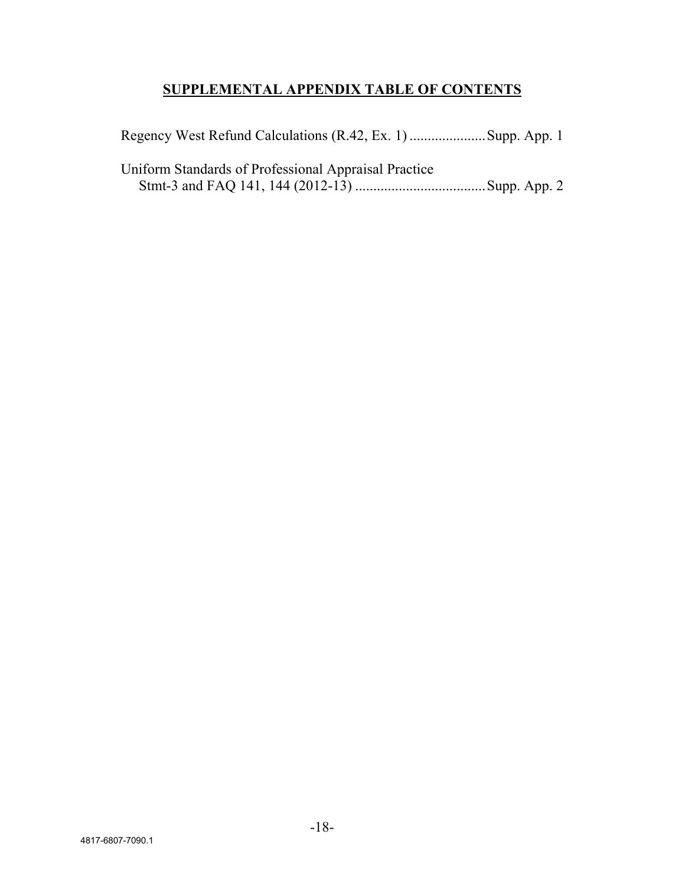## SUPPLEMENTAL APPENDIX TABLE OF CONTENTS

Regency West Refund Calculations (R.42, Ex. 1) ..................... Supp. App. 1

Uniform Standards of Professional Appraisal Practice
Stmt-3 and FAQ 141, 144 (2012-13) .................................... Supp. App. 2

4817-6807-7090.1